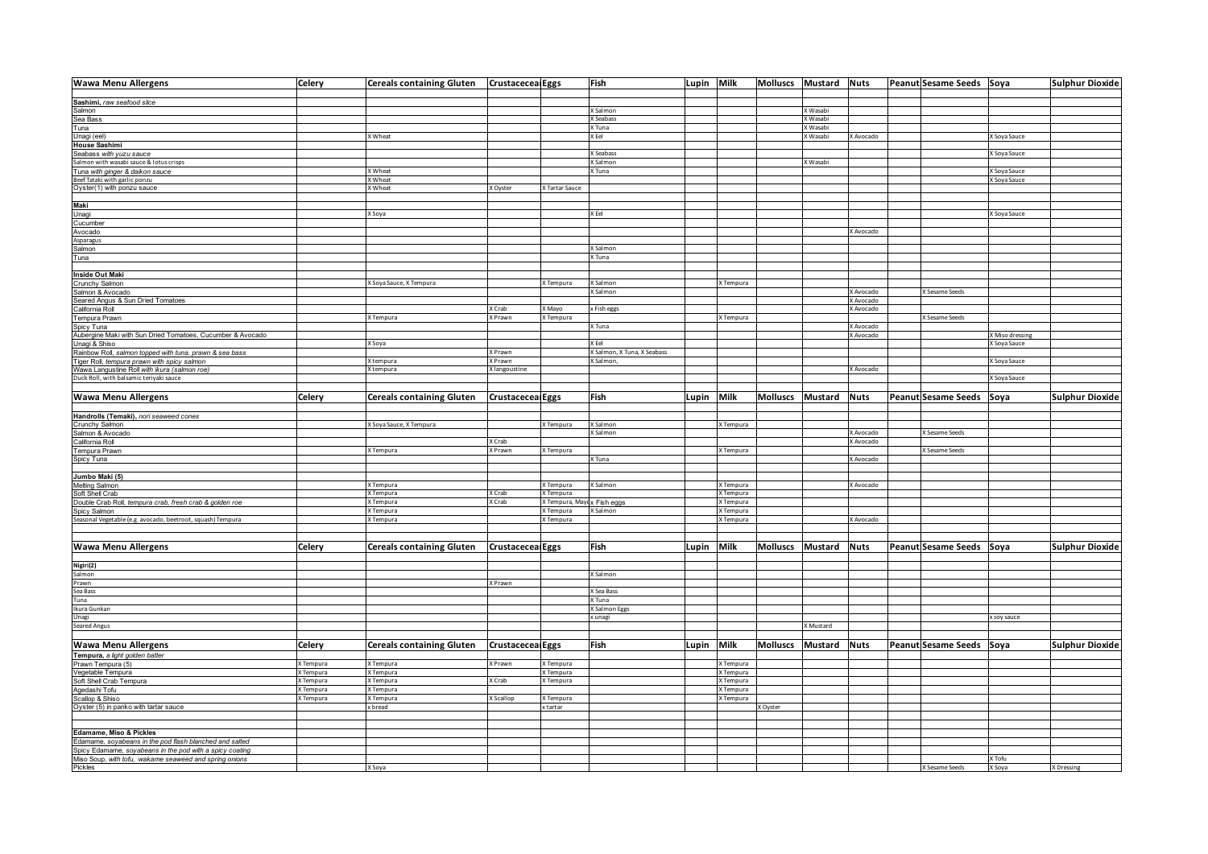| Wawa Menu Allergens | Celery | Cereals containing Gluten | Crustacecea | Eggs | Fish | Lupin | Milk | Molluscs | Mustard | Nuts | Peanut | Sesame Seeds | Soya | Sulphur Dioxide |
|---|---|---|---|---|---|---|---|---|---|---|---|---|---|---|
| **Sashimi**, *raw seafood slice* | | | | | | | | | | | | | | |
| Salmon | | | | | X Salmon | | | | X Wasabi | | | | | |
| Sea Bass | | | | | X Seabass | | | | X Wasabi | | | | | |
| Tuna | | | | | X Tuna | | | | X Wasabi | | | | | |
| Unagi (eel) | | X Wheat | | | X Eel | | | | X Wasabi | X Avocado | | | X Soya Sauce | |
| **House Sashimi** | | | | | | | | | | | | | | |
| Seabass *with yuzu sauce* | | | | | X Seabass | | | | | | | | X Soya Sauce | |
| Salmon with wasabi sauce & lotus crisps | | | | | X Salmon | | | | X Wasabi | | | | | |
| Tuna *with ginger & daikon sauce* | | X Wheat | | | X Tuna | | | | | | | | X Soya Sauce | |
| Beef Tataki with garlic ponzu | | X Wheat | | | | | | | | | | | X Soya Sauce | |
| Oyster(1) with ponzu sauce | | X Wheat | X Oyster | X Tartar Sauce | | | | | | | | | | |
| **Maki** | | | | | | | | | | | | | | |
| Unagi | | X Soya | | | X Eel | | | | | | | | X Soya Sauce | |
| Cucumber | | | | | | | | | | | | | | |
| Avocado | | | | | | | | | | X Avocado | | | | |
| Asparagus | | | | | | | | | | | | | | |
| Salmon | | | | | X Salmon | | | | | | | | | |
| Tuna | | | | | X Tuna | | | | | | | | | |
| **Inside Out Maki** | | | | | | | | | | | | | | |
| Crunchy Salmon | | X Soya Sauce, X Tempura | | X Tempura | X Salmon | | X Tempura | | | | | | | |
| Salmon & Avocado | | | | | X Salmon | | | | | X Avocado | | X Sesame Seeds | | |
| Seared Angus & Sun Dried Tomatoes | | | | | | | | | | X Avocado | | | | |
| California Roll | | | X Crab | X Mayo | x Fish eggs | | | | | X Avocado | | | | |
| Tempura Prawn | | X Tempura | X Prawn | X Tempura | | | X Tempura | | | | | X Sesame Seeds | | |
| Spicy Tuna | | | | | X Tuna | | | | | X Avocado | | | | |
| Aubergine Maki with Sun Dried Tomatoes, Cucumber & Avocado | | | | | | | | | | X Avocado | | | X Miso dressing | |
| Unagi & Shiso | | X Soya | | | X Eel | | | | | | | | X Soya Sauce | |
| Rainbow Roll, *salmon topped with tuna, prawn & sea bass* | | | X Prawn | | X Salmon, X Tuna, X Seabass | | | | | | | | | |
| Tiger Roll, *tempura prawn with spicy salmon* | | X tempura | X Prawn | | X Salmon, | | | | | | | | X Soya Sauce | |
| Wawa Langustine Roll *with ikura (salmon roe)* | | X tempura | X langoustine | | | | | | | X Avocado | | | | |
| Duck Roll, with balsamic teriyaki sauce | | | | | | | | | | | | | X Soya Sauce | |
| **Wawa Menu Allergens** | **Celery** | **Cereals containing Gluten** | **Crustacecea** | **Eggs** | **Fish** | **Lupin** | **Milk** | **Molluscs** | **Mustard** | **Nuts** | **Peanut** | **Sesame Seeds** | **Soya** | **Sulphur Dioxide** |
| **Handrolls (Temaki)**, *nori seaweed cones* | | | | | | | | | | | | | | |
| Crunchy Salmon | | X Soya Sauce, X Tempura | | X Tempura | X Salmon | | X Tempura | | | | | | | |
| Salmon & Avocado | | | | | X Salmon | | | | | X Avocado | | X Sesame Seeds | | |
| California Roll | | | X Crab | | | | | | | X Avocado | | | | |
| Tempura Prawn | | X Tempura | X Prawn | X Tempura | | | X Tempura | | | | | X Sesame Seeds | | |
| Spicy Tuna | | | | | X Tuna | | | | | X Avocado | | | | |
| **Jumbo Maki (5)** | | | | | | | | | | | | | | |
| Melting Salmon | | X Tempura | | X Tempura | X Salmon | | X Tempura | | | X Avocado | | | | |
| Soft Shell Crab | | X Tempura | X Crab | X Tempura | | | X Tempura | | | | | | | |
| Double Crab Roll, *tempura crab, fresh crab & golden roe* | | X Tempura | X Crab | X Tempura, Mayo | x Fish eggs | | X Tempura | | | | | | | |
| Spicy Salmon | | X Tempura | | X Tempura | X Salmon | | X Tempura | | | | | | | |
| Seasonal Vegetable (e.g. avocado, beetroot, squash) Tempura | | X Tempura | | X Tempura | | | X Tempura | | | X Avocado | | | | |
| **Wawa Menu Allergens** | **Celery** | **Cereals containing Gluten** | **Crustacecea** | **Eggs** | **Fish** | **Lupin** | **Milk** | **Molluscs** | **Mustard** | **Nuts** | **Peanut** | **Sesame Seeds** | **Soya** | **Sulphur Dioxide** |
| **Nigiri(2)** | | | | | | | | | | | | | | |
| Salmon | | | | | X Salmon | | | | | | | | | |
| Prawn | | | X Prawn | | | | | | | | | | | |
| Sea Bass | | | | | X Sea Bass | | | | | | | | | |
| Tuna | | | | | X Tuna | | | | | | | | | |
| Ikura Gunkan | | | | | X Salmon Eggs | | | | | | | | | |
| Unagi | | | | | x unagi | | | | | | | | x soy sauce | |
| Seared Angus | | | | | | | | | X Mustard | | | | | |
| **Wawa Menu Allergens** | **Celery** | **Cereals containing Gluten** | **Crustacecea** | **Eggs** | **Fish** | **Lupin** | **Milk** | **Molluscs** | **Mustard** | **Nuts** | **Peanut** | **Sesame Seeds** | **Soya** | **Sulphur Dioxide** |
| **Tempura**, *a light golden batter* | | | | | | | | | | | | | | |
| Prawn Tempura (5) | X Tempura | X Tempura | X Prawn | X Tempura | | | X Tempura | | | | | | | |
| Vegetable Tempura | X Tempura | X Tempura | | X Tempura | | | X Tempura | | | | | | | |
| Soft Shell Crab Tempura | X Tempura | X Tempura | X Crab | X Tempura | | | X Tempura | | | | | | | |
| Agedashi Tofu | X Tempura | X Tempura | | | | | X Tempura | | | | | | | |
| Scallop & Shiso | X Tempura | X Tempura | X Scallop | X Tempura | | | X Tempura | | | | | | | |
| Oyster (5) in panko with tartar sauce | | x bread | | x tartar | | | | X Oyster | | | | | | |
| **Edamame, Miso & Pickles** | | | | | | | | | | | | | | |
| Edamame, *soyabeans in the pod flash blanched and salted* | | | | | | | | | | | | | | |
| Spicy Edamame, *soyabeans in the pod with a spicy coating* | | | | | | | | | | | | | | |
| Miso Soup, *with tofu, wakame seaweed and spring onions* | | | | | | | | | | | | | X Tofu | |
| Pickles | | X Soya | | | | | | | | | | X Sesame Seeds | X Soya | X Dressing |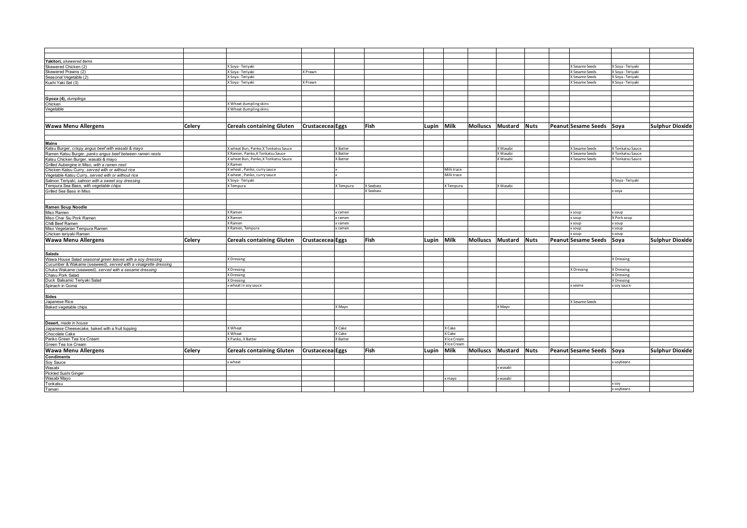| | | | | | | | | | | | | | | |
|---|---|---|---|---|---|---|---|---|---|---|---|---|---|---|
| **Yakitori,** *skewered items* | | | | | | | | | | | | | | |
| Skewered Chicken (2) | | X Soya - Teriyaki | | | | | | | | | | X Sesame Seeds | X Soya - Teriyaki | |
| Skewered Prawns (2) | | X Soya - Teriyaki | X Prawn | | | | | | | | | X Sesame Seeds | X Soya - Teriyaki | |
| Seasonal Vegetable (2) | | X Soya - Teriyaki | | | | | | | | | | X Sesame Seeds | X Soya - Teriyaki | |
| Kushi Yaki Set (3) | | X Soya - Teriyaki | X Prawn | | | | | | | | | X Sesame Seeds | X Soya - Teriyaki | |
| **Gyoza (4),** *dumplings* | | | | | | | | | | | | | | |
| Chicken | | X Wheat dumpling skins | | | | | | | | | | | | |
| Vegetable | | X Wheat dumpling skins | | | | | | | | | | | | |
| **Wawa Menu Allergens** | **Celery** | **Cereals containing Gluten** | **Crustacea** | **Eggs** | **Fish** | **Lupin** | **Milk** | **Molluscs** | **Mustard** | **Nuts** | **Peanut** | **Sesame Seeds** | **Soya** | **Sulphur Dioxide** |
| **Mains** | | | | | | | | | | | | | | |
| Katsu Burger, *crispy angus beef with wasabi & mayo* | | X wheat Bun, Panko, X Tonkatsu Sauce | | X Batter | | | | | X Wasabi | | | X Sesame Seeds | X Tonkatsu Sauce | |
| Ramen Katsu Burger, *panko angus beef between ramen nests* | | X Ramen, Panko, X Tonkatsu Sauce | | X Batter | | | | | X Wasabi | | | X Sesame Seeds | X Tonkatsu Sauce | |
| Katsu Chicken Burger, wasabi & mayo | | X wheat Bun, Panko, X Tonkatsu Sauce | | X Batter | | | | | X Wasabi | | | X Sesame Seeds | X Tonkatsu Sauce | |
| Grilled Aubergine in Miso, *with a ramen nest* | | X Ramen | | | | | | | | | | | | |
| Chicken Katsu Curry, *served with or without rice* | | X wheat , Panko, curry sauce | | x | | | Milk trace | | | | | | | |
| Vegetable Katsu Curry, *served with or without rice* | | X wheat , Panko, curry sauce | | x | | | Milk trace | | | | | | | |
| Salmon Teriyaki, *salmon with a sweet soy dressing* | | X Soya - Teriyaki | | | | | | | | | | | X Soya - Teriyaki | |
| Tempura Sea Bass, *with vegetable chips* | | X Tempura | | X Tempura | X Seabass | | X Tempura | | X Wasabi | | | | | |
| Grilled Sea Bass in Miso | | | | | X Seabass | | | | | | | | x soya | |
| **Ramen Soup Noodle** | | | | | | | | | | | | | | |
| Miso Ramen | | X Ramen | | x ramen | | | | | | | | x soup | x soup | |
| Miso Char Siu Pork Ramen | | X Ramen | | x ramen | | | | | | | | x soup | X Pork soup | |
| Chilli Beef Ramen | | X Ramen | | x ramen | | | | | | | | x soup | x soup | |
| Miso Vegetarian Tempura Ramen | | X Ramen, Tempura | | x ramen | | | | | | | | x soup | x soup | |
| Chicken teriyaki Ramen | | | | | | | | | | | | x soup | x soup | |
| **Wawa Menu Allergens** | **Celery** | **Cereals containing Gluten** | **Crustacea** | **Eggs** | **Fish** | **Lupin** | **Milk** | **Molluscs** | **Mustard** | **Nuts** | **Peanut** | **Sesame Seeds** | **Soya** | **Sulphur Dioxide** |
| **Salads** | | | | | | | | | | | | | | |
| Wawa House Salad *seasonal green leaves with a soy dressing* | | X Dressing | | | | | | | | | | | X Dressing | |
| Cucumber & Wakame (seaweed), *served with a vinaigrette dressing* | | | | | | | | | | | | | | |
| Chuka Wakame (seaweed), *served with a sesame dressing* | | X Dressing | | | | | | | | | | X Dressing | X Dressing | |
| Chasu Pork Salad | | X Dressing | | | | | | | | | | | X Dressing | |
| Duck Balsamic Teriyaki Salad | | X Dressing | | | | | | | | | | | X Dressing | |
| Spinach in Goma | | x wheat in soy sauce | | | | | | | | | | x sesme | x soy sauce | |
| **Sides** | | | | | | | | | | | | | | |
| Japanese Rice | | | | | | | | | | | | X Sesame Seeds | | |
| Baked vegetable chips | | | | X Mayo | | | | | X Mayo | | | | | |
| **Desert,** *made in house* | | | | | | | | | | | | | | |
| Japanese Cheesecake, baked with a fruit topping | | X Wheat | | X Cake | | | X Cake | | | | | | | |
| Chocolate Cake | | X Wheat | | X Cake | | | X Cake | | | | | | | |
| Panko Green Tea Ice Cream | | X Panko, X Batter | | X Batter | | | X Ice Cream | | | | | | | |
| Green Tea Ice Cream | | | | | | | X Ice Cream | | | | | | | |
| **Wawa Menu Allergens** | **Celery** | **Cereals containing Gluten** | **Crustacea** | **Eggs** | **Fish** | **Lupin** | **Milk** | **Molluscs** | **Mustard** | **Nuts** | **Peanut** | **Sesame Seeds** | **Soya** | **Sulphur Dioxide** |
| **Condiments** | | | | | | | | | | | | | | |
| Soy Sauce | | x wheat | | | | | | | | | | | x soybeans | |
| Wasabi | | | | | | | | | x wasabi | | | | | |
| Pickled Sushi Ginger | | | | | | | | | | | | | | |
| Wasabi Mayo | | | | | | | x mayo | | x wasabi | | | | | |
| Tonkatsu | | | | | | | | | | | | | x soy | |
| Tamari | | | | | | | | | | | | | x soybeans | |